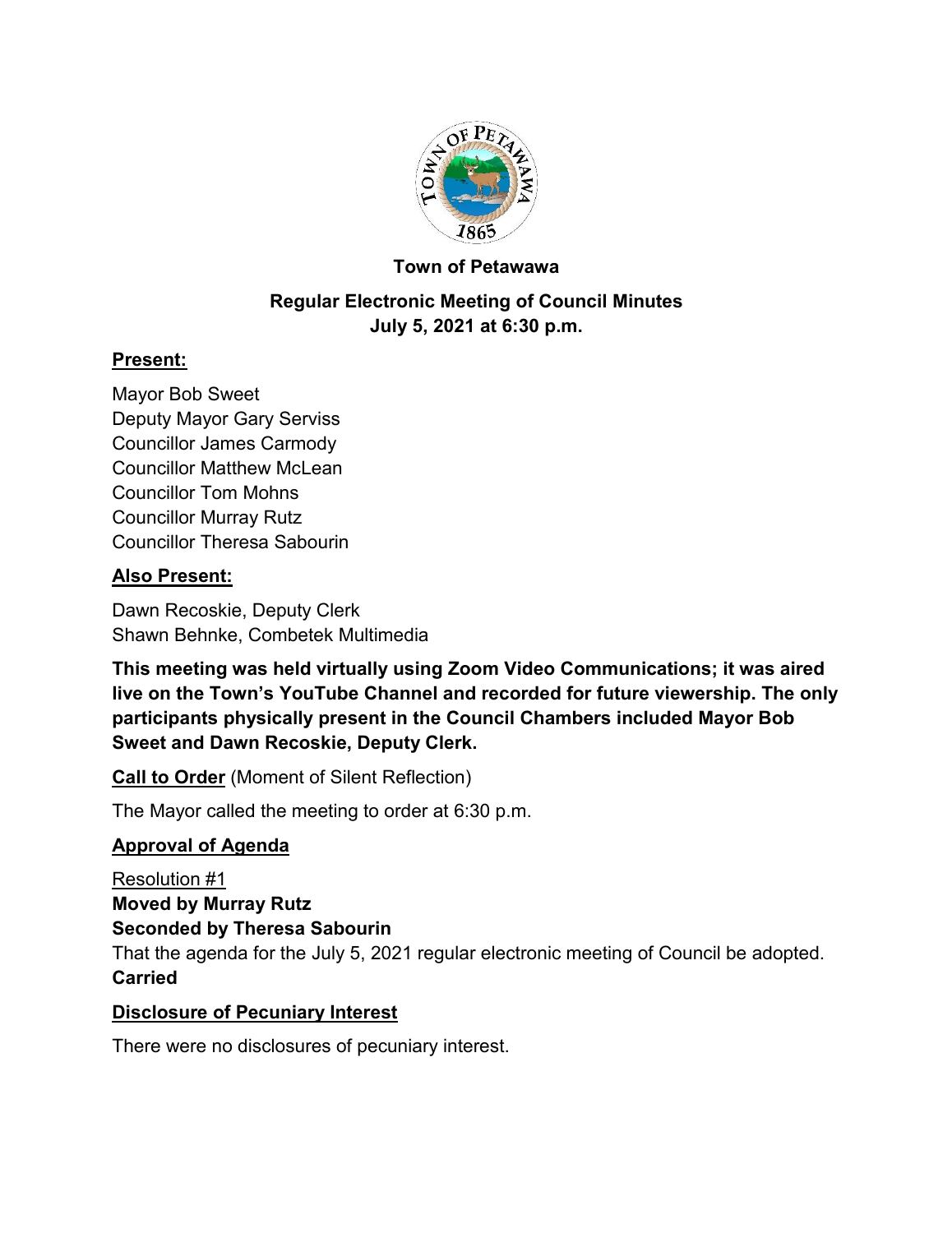**Town of Petawawa**

**Regular Electronic Meeting of Council Minutes**
**July 5, 2021 at 6:30 p.m.**

## Present:

Mayor Bob Sweet
Deputy Mayor Gary Serviss
Councillor James Carmody
Councillor Matthew McLean
Councillor Tom Mohns
Councillor Murray Rutz
Councillor Theresa Sabourin

## Also Present:

Dawn Recoskie, Deputy Clerk
Shawn Behnke, Combetek Multimedia

**This meeting was held virtually using Zoom Video Communications; it was aired live on the Town's YouTube Channel and recorded for future viewership. The only participants physically present in the Council Chambers included Mayor Bob Sweet and Dawn Recoskie, Deputy Clerk.**

**Call to Order** (Moment of Silent Reflection)

The Mayor called the meeting to order at 6:30 p.m.

## Approval of Agenda

Resolution #1
**Moved by Murray Rutz**
**Seconded by Theresa Sabourin**
That the agenda for the July 5, 2021 regular electronic meeting of Council be adopted.
**Carried**

## Disclosure of Pecuniary Interest

There were no disclosures of pecuniary interest.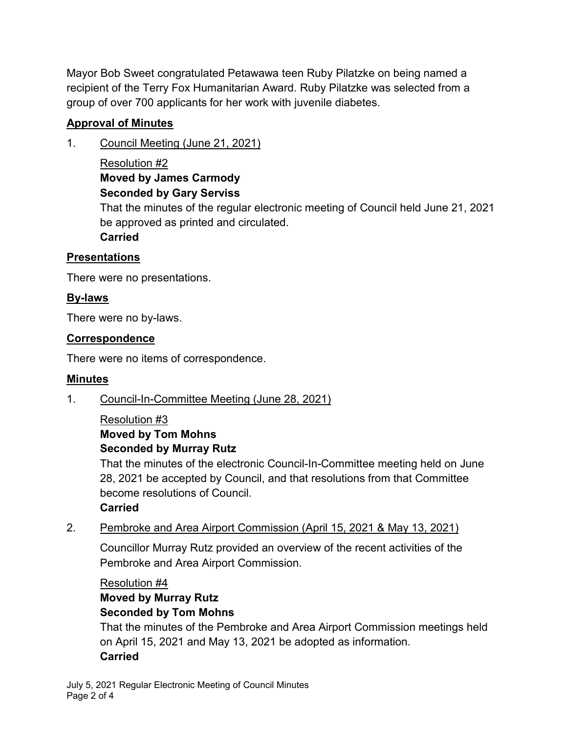Mayor Bob Sweet congratulated Petawawa teen Ruby Pilatzke on being named a recipient of the Terry Fox Humanitarian Award. Ruby Pilatzke was selected from a group of over 700 applicants for her work with juvenile diabetes.

## Approval of Minutes

1. Council Meeting (June 21, 2021)

   Resolution #2
   **Moved by James Carmody**
   **Seconded by Gary Serviss**
   That the minutes of the regular electronic meeting of Council held June 21, 2021 be approved as printed and circulated.
   **Carried**

## Presentations

There were no presentations.

## By-laws

There were no by-laws.

## Correspondence

There were no items of correspondence.

## Minutes

1. Council-In-Committee Meeting (June 28, 2021)

   Resolution #3
   **Moved by Tom Mohns**
   **Seconded by Murray Rutz**
   That the minutes of the electronic Council-In-Committee meeting held on June 28, 2021 be accepted by Council, and that resolutions from that Committee become resolutions of Council.
   **Carried**

2. Pembroke and Area Airport Commission (April 15, 2021 & May 13, 2021)

   Councillor Murray Rutz provided an overview of the recent activities of the Pembroke and Area Airport Commission.

   Resolution #4
   **Moved by Murray Rutz**
   **Seconded by Tom Mohns**
   That the minutes of the Pembroke and Area Airport Commission meetings held on April 15, 2021 and May 13, 2021 be adopted as information.
   **Carried**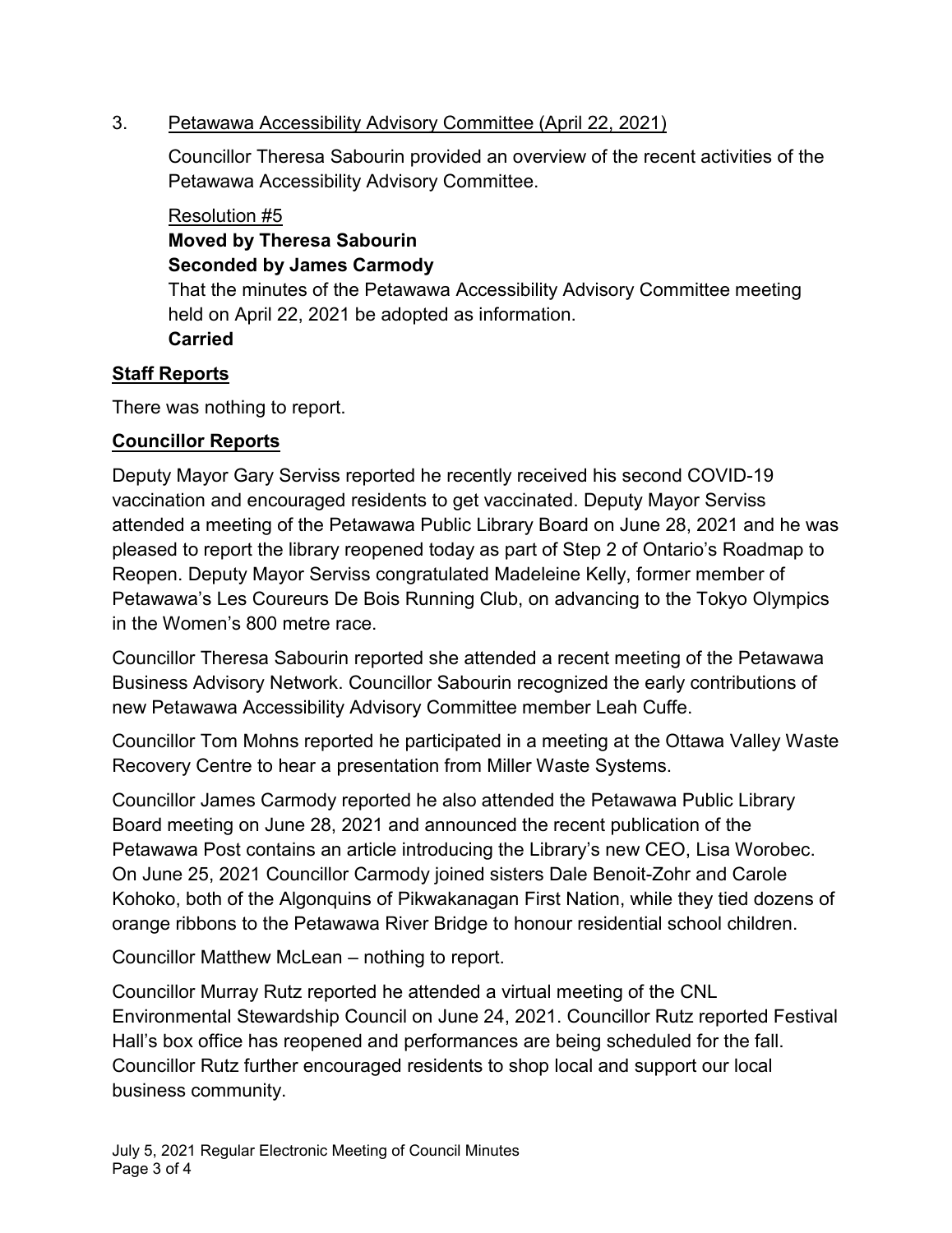3. Petawawa Accessibility Advisory Committee (April 22, 2021)

   Councillor Theresa Sabourin provided an overview of the recent activities of the Petawawa Accessibility Advisory Committee.

   Resolution #5
   **Moved by Theresa Sabourin**
   **Seconded by James Carmody**
   That the minutes of the Petawawa Accessibility Advisory Committee meeting held on April 22, 2021 be adopted as information.
   **Carried**

## Staff Reports

There was nothing to report.

## Councillor Reports

Deputy Mayor Gary Serviss reported he recently received his second COVID-19 vaccination and encouraged residents to get vaccinated. Deputy Mayor Serviss attended a meeting of the Petawawa Public Library Board on June 28, 2021 and he was pleased to report the library reopened today as part of Step 2 of Ontario's Roadmap to Reopen. Deputy Mayor Serviss congratulated Madeleine Kelly, former member of Petawawa's Les Coureurs De Bois Running Club, on advancing to the Tokyo Olympics in the Women's 800 metre race.

Councillor Theresa Sabourin reported she attended a recent meeting of the Petawawa Business Advisory Network. Councillor Sabourin recognized the early contributions of new Petawawa Accessibility Advisory Committee member Leah Cuffe.

Councillor Tom Mohns reported he participated in a meeting at the Ottawa Valley Waste Recovery Centre to hear a presentation from Miller Waste Systems.

Councillor James Carmody reported he also attended the Petawawa Public Library Board meeting on June 28, 2021 and announced the recent publication of the Petawawa Post contains an article introducing the Library's new CEO, Lisa Worobec. On June 25, 2021 Councillor Carmody joined sisters Dale Benoit-Zohr and Carole Kohoko, both of the Algonquins of Pikwakanagan First Nation, while they tied dozens of orange ribbons to the Petawawa River Bridge to honour residential school children.

Councillor Matthew McLean – nothing to report.

Councillor Murray Rutz reported he attended a virtual meeting of the CNL Environmental Stewardship Council on June 24, 2021. Councillor Rutz reported Festival Hall's box office has reopened and performances are being scheduled for the fall. Councillor Rutz further encouraged residents to shop local and support our local business community.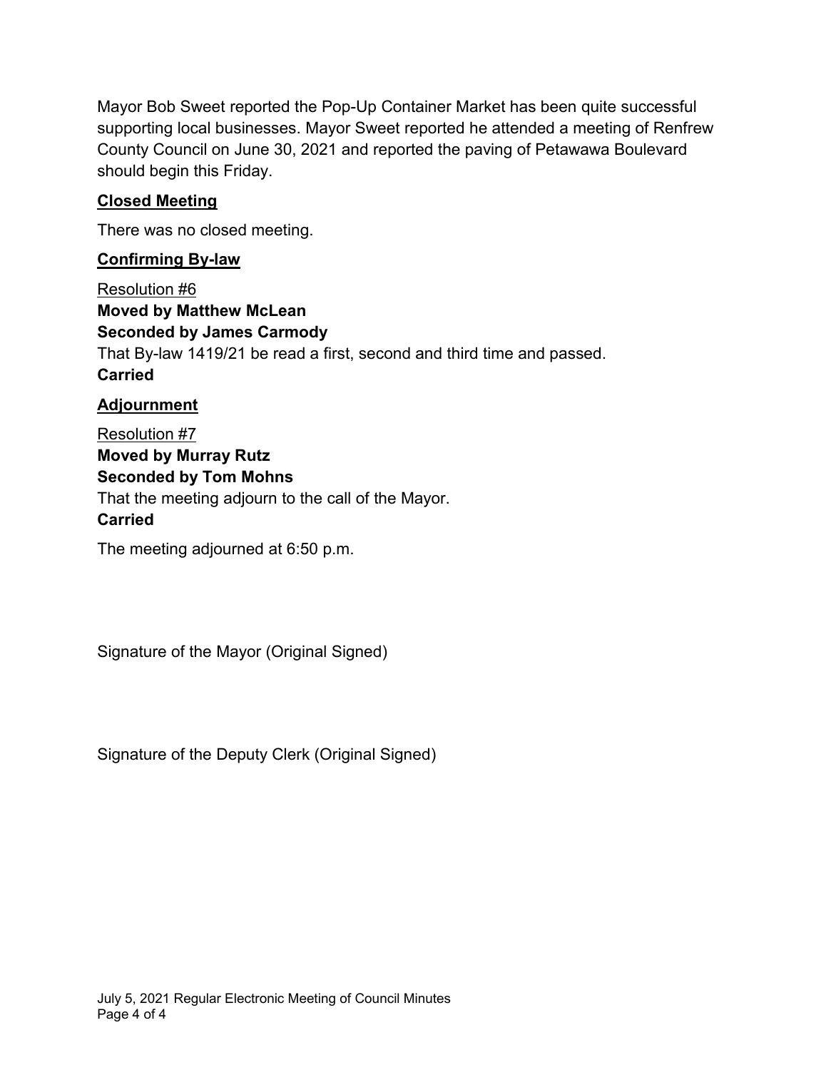Mayor Bob Sweet reported the Pop-Up Container Market has been quite successful supporting local businesses. Mayor Sweet reported he attended a meeting of Renfrew County Council on June 30, 2021 and reported the paving of Petawawa Boulevard should begin this Friday.

## Closed Meeting

There was no closed meeting.

## Confirming By-law

Resolution #6
**Moved by Matthew McLean**
**Seconded by James Carmody**
That By-law 1419/21 be read a first, second and third time and passed.
**Carried**

## Adjournment

Resolution #7
**Moved by Murray Rutz**
**Seconded by Tom Mohns**
That the meeting adjourn to the call of the Mayor.
**Carried**

The meeting adjourned at 6:50 p.m.

Signature of the Mayor (Original Signed)

Signature of the Deputy Clerk (Original Signed)